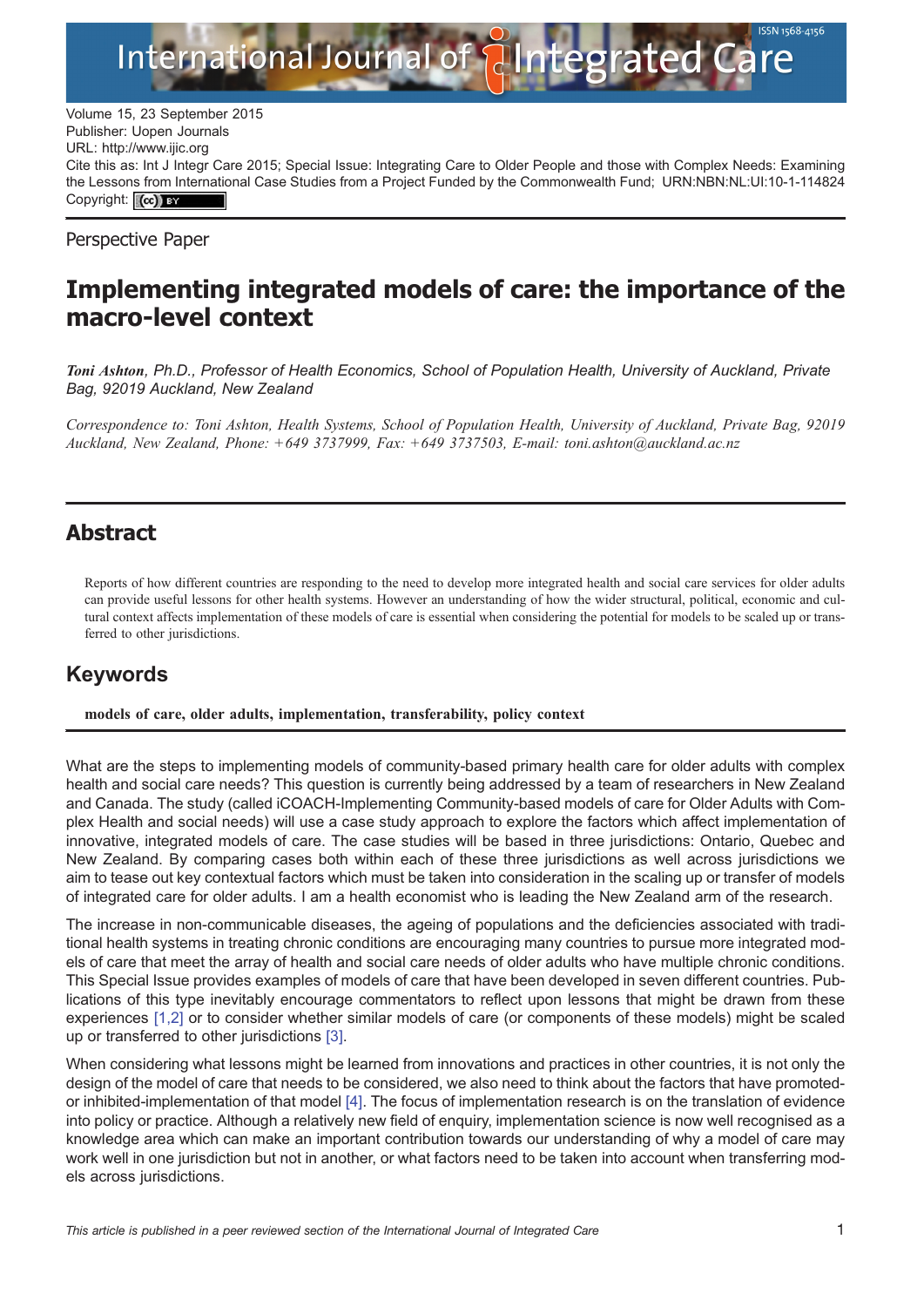Volume 15, 23 September 2015
Publisher: Uopen Journals
URL: http://www.ijic.org
Cite this as: Int J Integr Care 2015; Special Issue: Integrating Care to Older People and those with Complex Needs: Examining the Lessons from International Case Studies from a Project Funded by the Commonwealth Fund; URN:NBN:NL:UI:10-1-114824
Copyright: (cc) BY

Perspective Paper

# Implementing integrated models of care: the importance of the macro-level context

*__Toni Ashton__, Ph.D., Professor of Health Economics, School of Population Health, University of Auckland, Private Bag, 92019 Auckland, New Zealand*

*Correspondence to: Toni Ashton, Health Systems, School of Population Health, University of Auckland, Private Bag, 92019 Auckland, New Zealand, Phone: +649 3737999, Fax: +649 3737503, E-mail: toni.ashton@auckland.ac.nz*

## Abstract

Reports of how different countries are responding to the need to develop more integrated health and social care services for older adults can provide useful lessons for other health systems. However an understanding of how the wider structural, political, economic and cultural context affects implementation of these models of care is essential when considering the potential for models to be scaled up or transferred to other jurisdictions.

## Keywords

**models of care, older adults, implementation, transferability, policy context**

What are the steps to implementing models of community-based primary health care for older adults with complex health and social care needs? This question is currently being addressed by a team of researchers in New Zealand and Canada. The study (called iCOACH-Implementing Community-based models of care for Older Adults with Complex Health and social needs) will use a case study approach to explore the factors which affect implementation of innovative, integrated models of care. The case studies will be based in three jurisdictions: Ontario, Quebec and New Zealand. By comparing cases both within each of these three jurisdictions as well across jurisdictions we aim to tease out key contextual factors which must be taken into consideration in the scaling up or transfer of models of integrated care for older adults. I am a health economist who is leading the New Zealand arm of the research.

The increase in non-communicable diseases, the ageing of populations and the deficiencies associated with traditional health systems in treating chronic conditions are encouraging many countries to pursue more integrated models of care that meet the array of health and social care needs of older adults who have multiple chronic conditions. This Special Issue provides examples of models of care that have been developed in seven different countries. Publications of this type inevitably encourage commentators to reflect upon lessons that might be drawn from these experiences [1,2] or to consider whether similar models of care (or components of these models) might be scaled up or transferred to other jurisdictions [3].

When considering what lessons might be learned from innovations and practices in other countries, it is not only the design of the model of care that needs to be considered, we also need to think about the factors that have promoted- or inhibited-implementation of that model [4]. The focus of implementation research is on the translation of evidence into policy or practice. Although a relatively new field of enquiry, implementation science is now well recognised as a knowledge area which can make an important contribution towards our understanding of why a model of care may work well in one jurisdiction but not in another, or what factors need to be taken into account when transferring models across jurisdictions.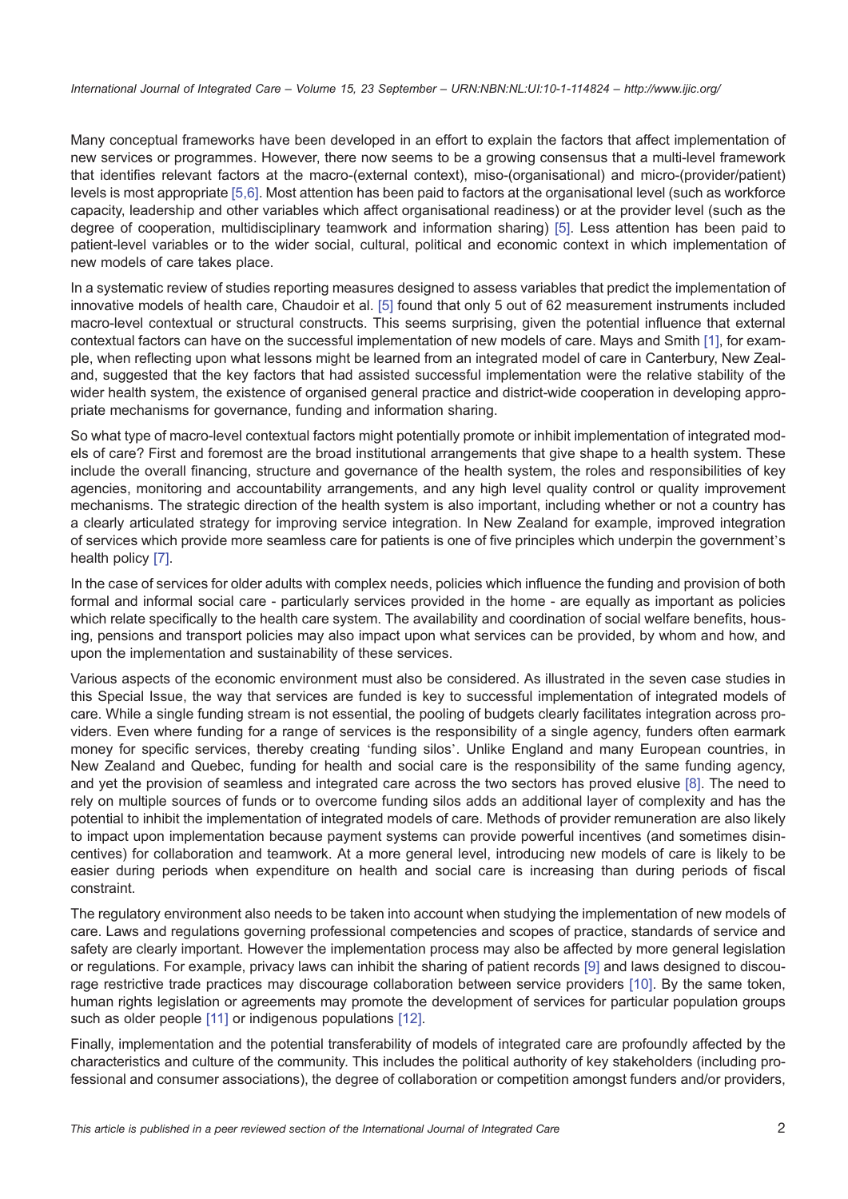Many conceptual frameworks have been developed in an effort to explain the factors that affect implementation of new services or programmes. However, there now seems to be a growing consensus that a multi-level framework that identifies relevant factors at the macro-(external context), miso-(organisational) and micro-(provider/patient) levels is most appropriate [5,6]. Most attention has been paid to factors at the organisational level (such as workforce capacity, leadership and other variables which affect organisational readiness) or at the provider level (such as the degree of cooperation, multidisciplinary teamwork and information sharing) [5]. Less attention has been paid to patient-level variables or to the wider social, cultural, political and economic context in which implementation of new models of care takes place.

In a systematic review of studies reporting measures designed to assess variables that predict the implementation of innovative models of health care, Chaudoir et al. [5] found that only 5 out of 62 measurement instruments included macro-level contextual or structural constructs. This seems surprising, given the potential influence that external contextual factors can have on the successful implementation of new models of care. Mays and Smith [1], for example, when reflecting upon what lessons might be learned from an integrated model of care in Canterbury, New Zealand, suggested that the key factors that had assisted successful implementation were the relative stability of the wider health system, the existence of organised general practice and district-wide cooperation in developing appropriate mechanisms for governance, funding and information sharing.

So what type of macro-level contextual factors might potentially promote or inhibit implementation of integrated models of care? First and foremost are the broad institutional arrangements that give shape to a health system. These include the overall financing, structure and governance of the health system, the roles and responsibilities of key agencies, monitoring and accountability arrangements, and any high level quality control or quality improvement mechanisms. The strategic direction of the health system is also important, including whether or not a country has a clearly articulated strategy for improving service integration. In New Zealand for example, improved integration of services which provide more seamless care for patients is one of five principles which underpin the government's health policy [7].

In the case of services for older adults with complex needs, policies which influence the funding and provision of both formal and informal social care - particularly services provided in the home - are equally as important as policies which relate specifically to the health care system. The availability and coordination of social welfare benefits, housing, pensions and transport policies may also impact upon what services can be provided, by whom and how, and upon the implementation and sustainability of these services.

Various aspects of the economic environment must also be considered. As illustrated in the seven case studies in this Special Issue, the way that services are funded is key to successful implementation of integrated models of care. While a single funding stream is not essential, the pooling of budgets clearly facilitates integration across providers. Even where funding for a range of services is the responsibility of a single agency, funders often earmark money for specific services, thereby creating 'funding silos'. Unlike England and many European countries, in New Zealand and Quebec, funding for health and social care is the responsibility of the same funding agency, and yet the provision of seamless and integrated care across the two sectors has proved elusive [8]. The need to rely on multiple sources of funds or to overcome funding silos adds an additional layer of complexity and has the potential to inhibit the implementation of integrated models of care. Methods of provider remuneration are also likely to impact upon implementation because payment systems can provide powerful incentives (and sometimes disincentives) for collaboration and teamwork. At a more general level, introducing new models of care is likely to be easier during periods when expenditure on health and social care is increasing than during periods of fiscal constraint.

The regulatory environment also needs to be taken into account when studying the implementation of new models of care. Laws and regulations governing professional competencies and scopes of practice, standards of service and safety are clearly important. However the implementation process may also be affected by more general legislation or regulations. For example, privacy laws can inhibit the sharing of patient records [9] and laws designed to discourage restrictive trade practices may discourage collaboration between service providers [10]. By the same token, human rights legislation or agreements may promote the development of services for particular population groups such as older people [11] or indigenous populations [12].

Finally, implementation and the potential transferability of models of integrated care are profoundly affected by the characteristics and culture of the community. This includes the political authority of key stakeholders (including professional and consumer associations), the degree of collaboration or competition amongst funders and/or providers,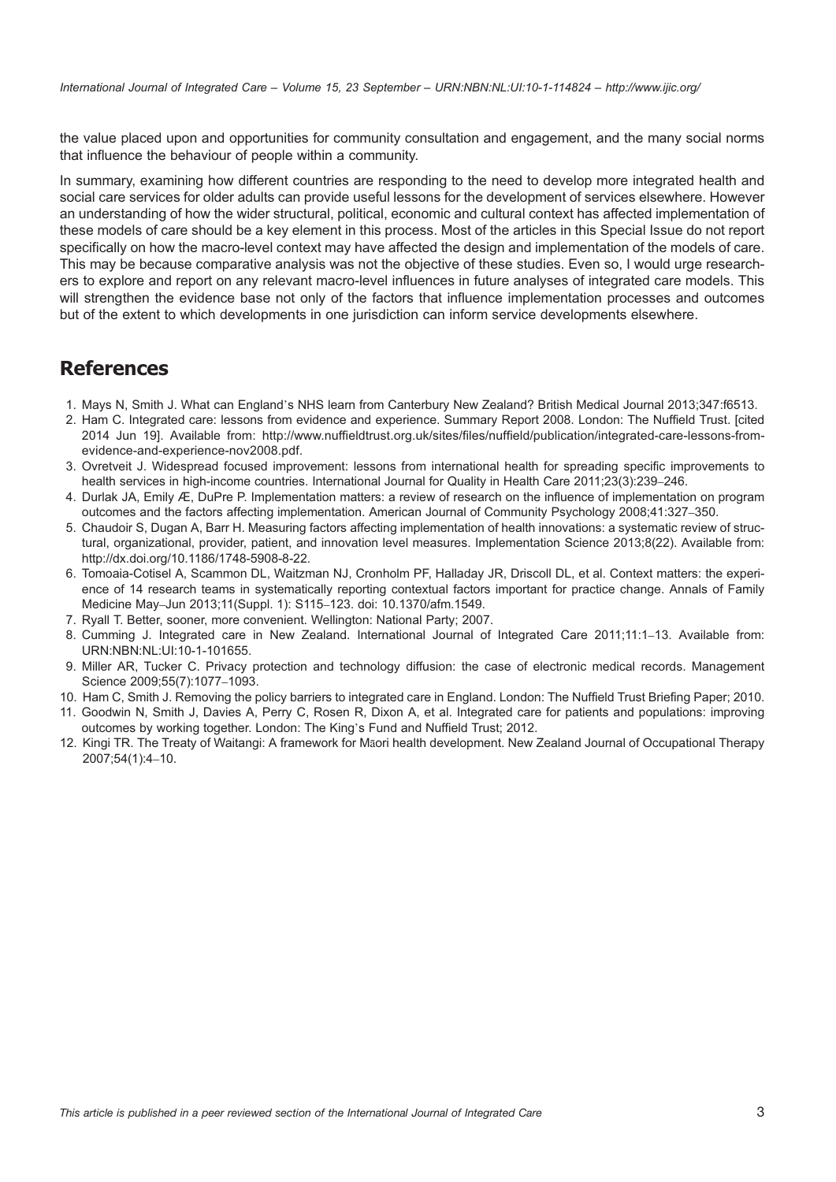the value placed upon and opportunities for community consultation and engagement, and the many social norms that influence the behaviour of people within a community.

In summary, examining how different countries are responding to the need to develop more integrated health and social care services for older adults can provide useful lessons for the development of services elsewhere. However an understanding of how the wider structural, political, economic and cultural context has affected implementation of these models of care should be a key element in this process. Most of the articles in this Special Issue do not report specifically on how the macro-level context may have affected the design and implementation of the models of care. This may be because comparative analysis was not the objective of these studies. Even so, I would urge researchers to explore and report on any relevant macro-level influences in future analyses of integrated care models. This will strengthen the evidence base not only of the factors that influence implementation processes and outcomes but of the extent to which developments in one jurisdiction can inform service developments elsewhere.

## References

1. Mays N, Smith J. What can England's NHS learn from Canterbury New Zealand? British Medical Journal 2013;347:f6513.
2. Ham C. Integrated care: lessons from evidence and experience. Summary Report 2008. London: The Nuffield Trust. [cited 2014 Jun 19]. Available from: http://www.nuffieldtrust.org.uk/sites/files/nuffield/publication/integrated-care-lessons-from-evidence-and-experience-nov2008.pdf.
3. Ovretveit J. Widespread focused improvement: lessons from international health for spreading specific improvements to health services in high-income countries. International Journal for Quality in Health Care 2011;23(3):239–246.
4. Durlak JA, Emily Æ, DuPre P. Implementation matters: a review of research on the influence of implementation on program outcomes and the factors affecting implementation. American Journal of Community Psychology 2008;41:327–350.
5. Chaudoir S, Dugan A, Barr H. Measuring factors affecting implementation of health innovations: a systematic review of structural, organizational, provider, patient, and innovation level measures. Implementation Science 2013;8(22). Available from: http://dx.doi.org/10.1186/1748-5908-8-22.
6. Tomoaia-Cotisel A, Scammon DL, Waitzman NJ, Cronholm PF, Halladay JR, Driscoll DL, et al. Context matters: the experience of 14 research teams in systematically reporting contextual factors important for practice change. Annals of Family Medicine May–Jun 2013;11(Suppl. 1): S115–123. doi: 10.1370/afm.1549.
7. Ryall T. Better, sooner, more convenient. Wellington: National Party; 2007.
8. Cumming J. Integrated care in New Zealand. International Journal of Integrated Care 2011;11:1–13. Available from: URN:NBN:NL:UI:10-1-101655.
9. Miller AR, Tucker C. Privacy protection and technology diffusion: the case of electronic medical records. Management Science 2009;55(7):1077–1093.
10. Ham C, Smith J. Removing the policy barriers to integrated care in England. London: The Nuffield Trust Briefing Paper; 2010.
11. Goodwin N, Smith J, Davies A, Perry C, Rosen R, Dixon A, et al. Integrated care for patients and populations: improving outcomes by working together. London: The King's Fund and Nuffield Trust; 2012.
12. Kingi TR. The Treaty of Waitangi: A framework for Māori health development. New Zealand Journal of Occupational Therapy 2007;54(1):4–10.

*This article is published in a peer reviewed section of the International Journal of Integrated Care*